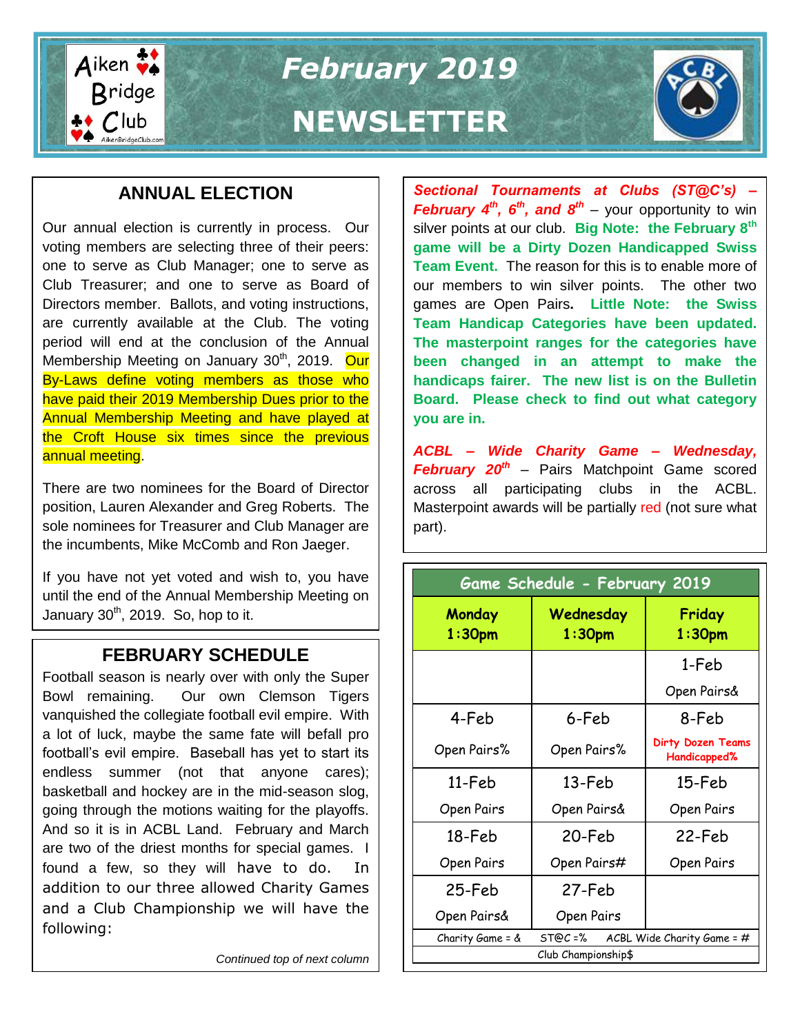# February 2019 NEWSLETTER

Aiken Bridge Club

## ANNUAL ELECTION

Our annual election is currently in process. Our voting members are selecting three of their peers: one to serve as Club Manager; one to serve as Club Treasurer; and one to serve as Board of Directors member. Ballots, and voting instructions, are currently available at the Club. The voting period will end at the conclusion of the Annual Membership Meeting on January 30th, 2019. Our By-Laws define voting members as those who have paid their 2019 Membership Dues prior to the Annual Membership Meeting and have played at the Croft House six times since the previous annual meeting.

There are two nominees for the Board of Director position, Lauren Alexander and Greg Roberts. The sole nominees for Treasurer and Club Manager are the incumbents, Mike McComb and Ron Jaeger.

If you have not yet voted and wish to, you have until the end of the Annual Membership Meeting on January 30th, 2019. So, hop to it.

## FEBRUARY SCHEDULE

Football season is nearly over with only the Super Bowl remaining. Our own Clemson Tigers vanquished the collegiate football evil empire. With a lot of luck, maybe the same fate will befall pro football's evil empire. Baseball has yet to start its endless summer (not that anyone cares); basketball and hockey are in the mid-season slog, going through the motions waiting for the playoffs. And so it is in ACBL Land. February and March are two of the driest months for special games. I found a few, so they will have to do. In addition to our three allowed Charity Games and a Club Championship we will have the following:

*Continued top of next column*

***Sectional Tournaments at Clubs (ST@C's) – February 4th, 6th, and 8th*** – your opportunity to win silver points at our club. **Big Note: the February 8th game will be a Dirty Dozen Handicapped Swiss Team Event.** The reason for this is to enable more of our members to win silver points. The other two games are Open Pairs. **Little Note: the Swiss Team Handicap Categories have been updated. The masterpoint ranges for the categories have been changed in an attempt to make the handicaps fairer. The new list is on the Bulletin Board. Please check to find out what category you are in.**

***ACBL – Wide Charity Game – Wednesday, February 20th*** – Pairs Matchpoint Game scored across all participating clubs in the ACBL. Masterpoint awards will be partially red (not sure what part).

| Game Schedule - February 2019 | | |
|---|---|---|
| **Monday 1:30pm** | **Wednesday 1:30pm** | **Friday 1:30pm** |
| | | 1-Feb<br>Open Pairs& |
| 4-Feb<br>Open Pairs% | 6-Feb<br>Open Pairs% | 8-Feb<br>Dirty Dozen Teams Handicapped% |
| 11-Feb<br>Open Pairs | 13-Feb<br>Open Pairs& | 15-Feb<br>Open Pairs |
| 18-Feb<br>Open Pairs | 20-Feb<br>Open Pairs# | 22-Feb<br>Open Pairs |
| 25-Feb<br>Open Pairs& | 27-Feb<br>Open Pairs | |

Charity Game = & ST@C =% ACBL Wide Charity Game = #
Club Championship$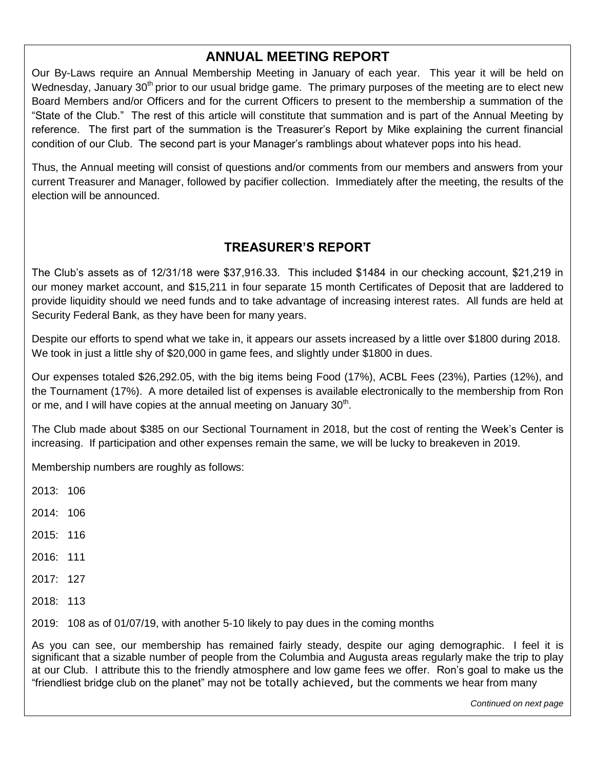## ANNUAL MEETING REPORT

Our By-Laws require an Annual Membership Meeting in January of each year. This year it will be held on Wednesday, January 30th prior to our usual bridge game. The primary purposes of the meeting are to elect new Board Members and/or Officers and for the current Officers to present to the membership a summation of the "State of the Club." The rest of this article will constitute that summation and is part of the Annual Meeting by reference. The first part of the summation is the Treasurer's Report by Mike explaining the current financial condition of our Club. The second part is your Manager's ramblings about whatever pops into his head.

Thus, the Annual meeting will consist of questions and/or comments from our members and answers from your current Treasurer and Manager, followed by pacifier collection. Immediately after the meeting, the results of the election will be announced.

## TREASURER'S REPORT

The Club's assets as of 12/31/18 were $37,916.33. This included $1484 in our checking account, $21,219 in our money market account, and $15,211 in four separate 15 month Certificates of Deposit that are laddered to provide liquidity should we need funds and to take advantage of increasing interest rates. All funds are held at Security Federal Bank, as they have been for many years.

Despite our efforts to spend what we take in, it appears our assets increased by a little over $1800 during 2018. We took in just a little shy of $20,000 in game fees, and slightly under $1800 in dues.

Our expenses totaled $26,292.05, with the big items being Food (17%), ACBL Fees (23%), Parties (12%), and the Tournament (17%). A more detailed list of expenses is available electronically to the membership from Ron or me, and I will have copies at the annual meeting on January 30th.

The Club made about $385 on our Sectional Tournament in 2018, but the cost of renting the Week's Center is increasing. If participation and other expenses remain the same, we will be lucky to breakeven in 2019.

Membership numbers are roughly as follows:

2013: 106

2014: 106

2015: 116

2016: 111

2017: 127

2018: 113

2019: 108 as of 01/07/19, with another 5-10 likely to pay dues in the coming months

As you can see, our membership has remained fairly steady, despite our aging demographic. I feel it is significant that a sizable number of people from the Columbia and Augusta areas regularly make the trip to play at our Club. I attribute this to the friendly atmosphere and low game fees we offer. Ron's goal to make us the "friendliest bridge club on the planet" may not be totally achieved, but the comments we hear from many

*Continued on next page*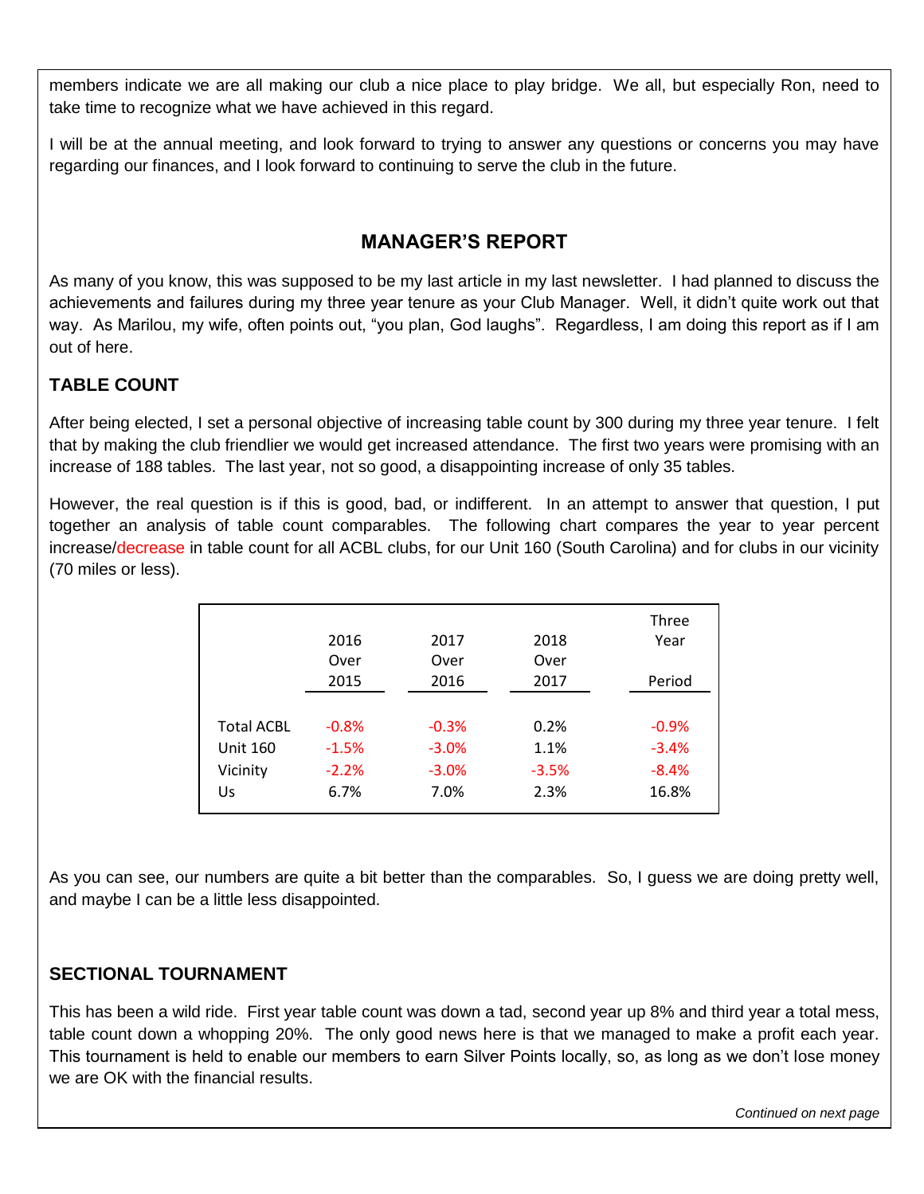members indicate we are all making our club a nice place to play bridge. We all, but especially Ron, need to take time to recognize what we have achieved in this regard.

I will be at the annual meeting, and look forward to trying to answer any questions or concerns you may have regarding our finances, and I look forward to continuing to serve the club in the future.

## MANAGER'S REPORT

As many of you know, this was supposed to be my last article in my last newsletter. I had planned to discuss the achievements and failures during my three year tenure as your Club Manager. Well, it didn't quite work out that way. As Marilou, my wife, often points out, "you plan, God laughs". Regardless, I am doing this report as if I am out of here.

### TABLE COUNT

After being elected, I set a personal objective of increasing table count by 300 during my three year tenure. I felt that by making the club friendlier we would get increased attendance. The first two years were promising with an increase of 188 tables. The last year, not so good, a disappointing increase of only 35 tables.

However, the real question is if this is good, bad, or indifferent. In an attempt to answer that question, I put together an analysis of table count comparables. The following chart compares the year to year percent increase/decrease in table count for all ACBL clubs, for our Unit 160 (South Carolina) and for clubs in our vicinity (70 miles or less).

| | 2016 Over 2015 | 2017 Over 2016 | 2018 Over 2017 | Three Year Period |
|---|---|---|---|---|
| Total ACBL | -0.8% | -0.3% | 0.2% | -0.9% |
| Unit 160 | -1.5% | -3.0% | 1.1% | -3.4% |
| Vicinity | -2.2% | -3.0% | -3.5% | -8.4% |
| Us | 6.7% | 7.0% | 2.3% | 16.8% |

As you can see, our numbers are quite a bit better than the comparables. So, I guess we are doing pretty well, and maybe I can be a little less disappointed.

### SECTIONAL TOURNAMENT

This has been a wild ride. First year table count was down a tad, second year up 8% and third year a total mess, table count down a whopping 20%. The only good news here is that we managed to make a profit each year. This tournament is held to enable our members to earn Silver Points locally, so, as long as we don't lose money we are OK with the financial results.

*Continued on next page*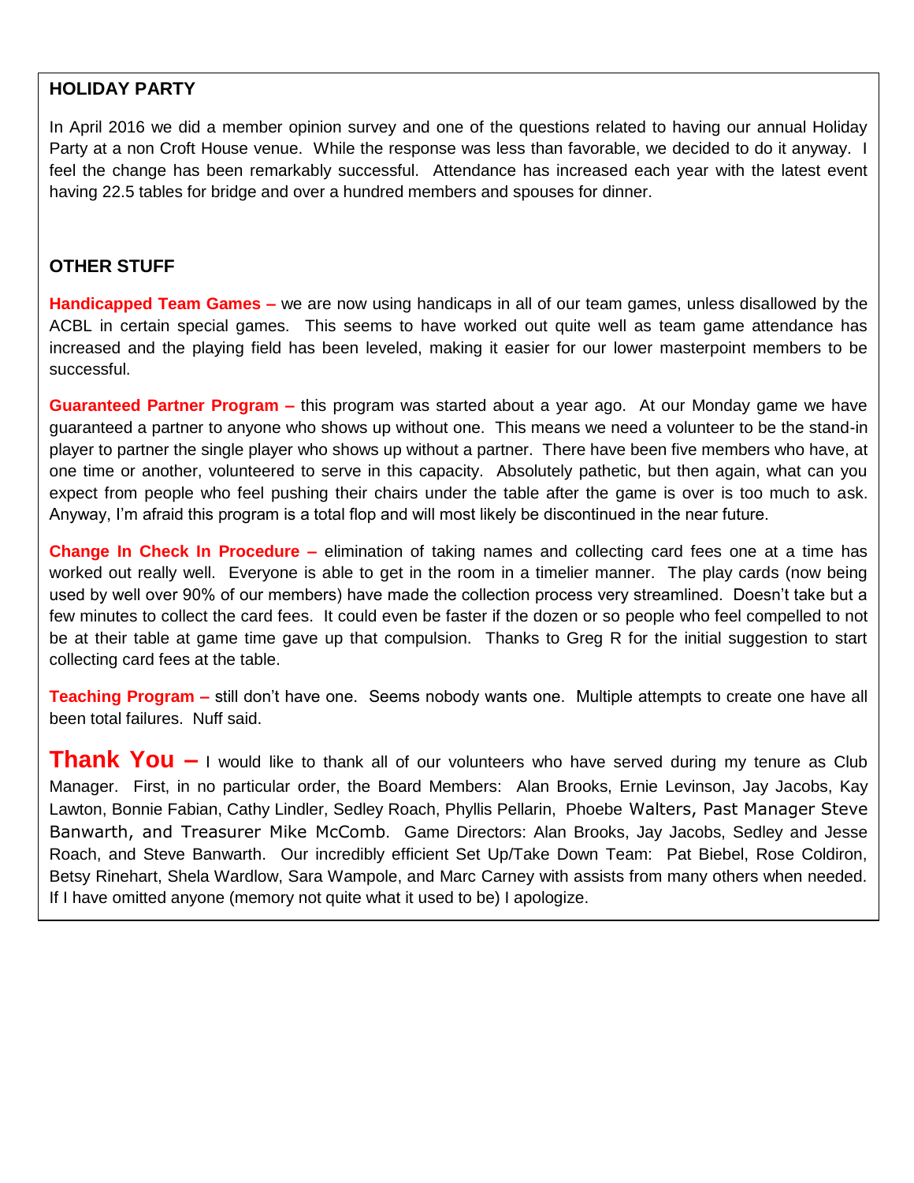## HOLIDAY PARTY

In April 2016 we did a member opinion survey and one of the questions related to having our annual Holiday Party at a non Croft House venue. While the response was less than favorable, we decided to do it anyway. I feel the change has been remarkably successful. Attendance has increased each year with the latest event having 22.5 tables for bridge and over a hundred members and spouses for dinner.

## OTHER STUFF

**Handicapped Team Games –** we are now using handicaps in all of our team games, unless disallowed by the ACBL in certain special games. This seems to have worked out quite well as team game attendance has increased and the playing field has been leveled, making it easier for our lower masterpoint members to be successful.

**Guaranteed Partner Program –** this program was started about a year ago. At our Monday game we have guaranteed a partner to anyone who shows up without one. This means we need a volunteer to be the stand-in player to partner the single player who shows up without a partner. There have been five members who have, at one time or another, volunteered to serve in this capacity. Absolutely pathetic, but then again, what can you expect from people who feel pushing their chairs under the table after the game is over is too much to ask. Anyway, I'm afraid this program is a total flop and will most likely be discontinued in the near future.

**Change In Check In Procedure –** elimination of taking names and collecting card fees one at a time has worked out really well. Everyone is able to get in the room in a timelier manner. The play cards (now being used by well over 90% of our members) have made the collection process very streamlined. Doesn't take but a few minutes to collect the card fees. It could even be faster if the dozen or so people who feel compelled to not be at their table at game time gave up that compulsion. Thanks to Greg R for the initial suggestion to start collecting card fees at the table.

**Teaching Program –** still don't have one. Seems nobody wants one. Multiple attempts to create one have all been total failures. Nuff said.

**Thank You –** I would like to thank all of our volunteers who have served during my tenure as Club Manager. First, in no particular order, the Board Members: Alan Brooks, Ernie Levinson, Jay Jacobs, Kay Lawton, Bonnie Fabian, Cathy Lindler, Sedley Roach, Phyllis Pellarin, Phoebe Walters, Past Manager Steve Banwarth, and Treasurer Mike McComb. Game Directors: Alan Brooks, Jay Jacobs, Sedley and Jesse Roach, and Steve Banwarth. Our incredibly efficient Set Up/Take Down Team: Pat Biebel, Rose Coldiron, Betsy Rinehart, Shela Wardlow, Sara Wampole, and Marc Carney with assists from many others when needed. If I have omitted anyone (memory not quite what it used to be) I apologize.